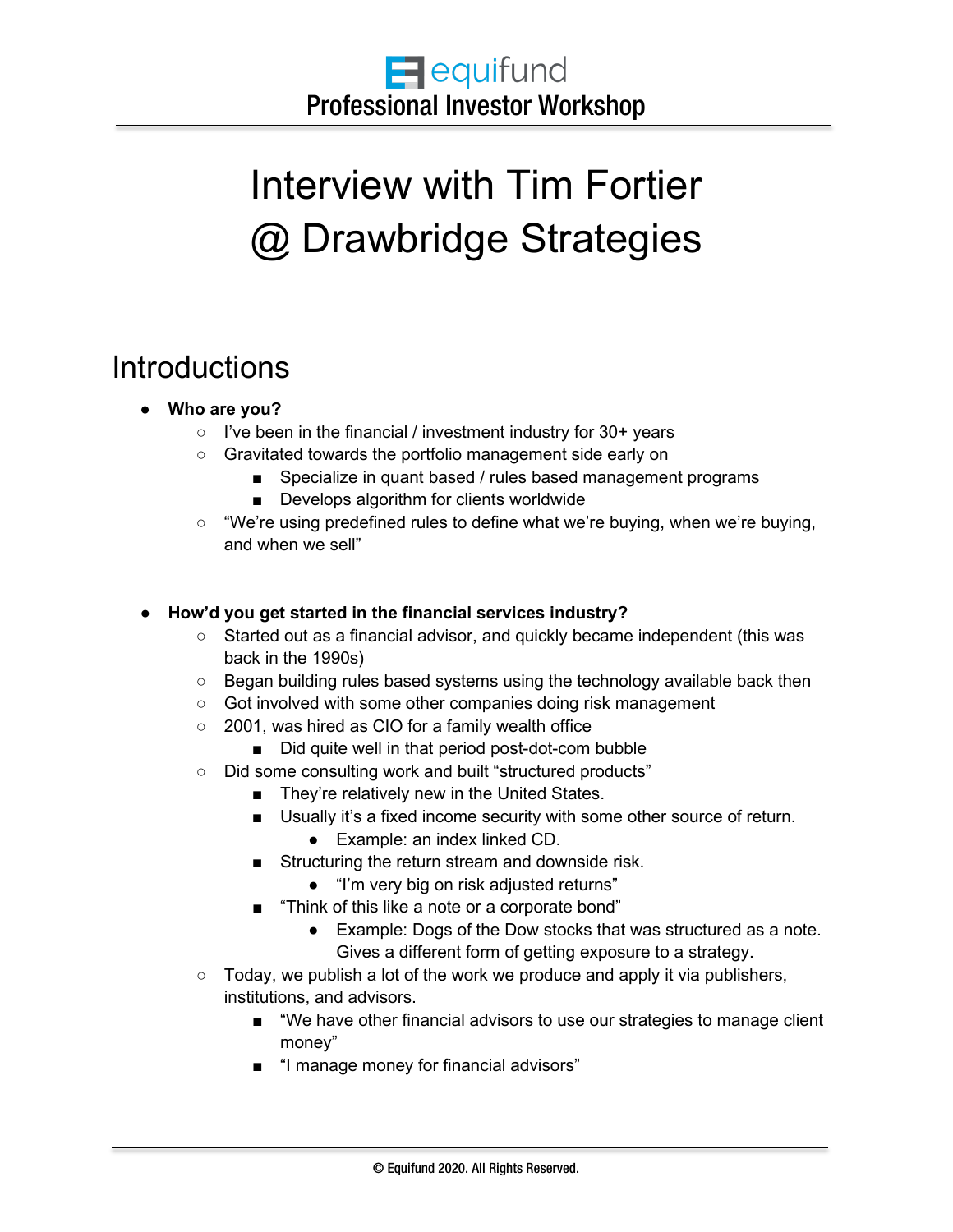# Interview with Tim Fortier @ Drawbridge Strategies

## Introductions

- **Who are you?**
    - I've been in the financial / investment industry for 30+ years
    - Gravitated towards the portfolio management side early on
        - Specialize in quant based / rules based management programs
        - Develops algorithm for clients worldwide
    - "We're using predefined rules to define what we're buying, when we're buying, and when we sell"

- **How'd you get started in the financial services industry?**
    - Started out as a financial advisor, and quickly became independent (this was back in the 1990s)
    - Began building rules based systems using the technology available back then
    - Got involved with some other companies doing risk management
    - 2001, was hired as CIO for a family wealth office
        - Did quite well in that period post-dot-com bubble
    - Did some consulting work and built "structured products"
        - They're relatively new in the United States.
        - Usually it's a fixed income security with some other source of return.
            - Example: an index linked CD.
        - Structuring the return stream and downside risk.
            - "I'm very big on risk adjusted returns"
        - "Think of this like a note or a corporate bond"
            - Example: Dogs of the Dow stocks that was structured as a note. Gives a different form of getting exposure to a strategy.
    - Today, we publish a lot of the work we produce and apply it via publishers, institutions, and advisors.
        - "We have other financial advisors to use our strategies to manage client money"
        - "I manage money for financial advisors"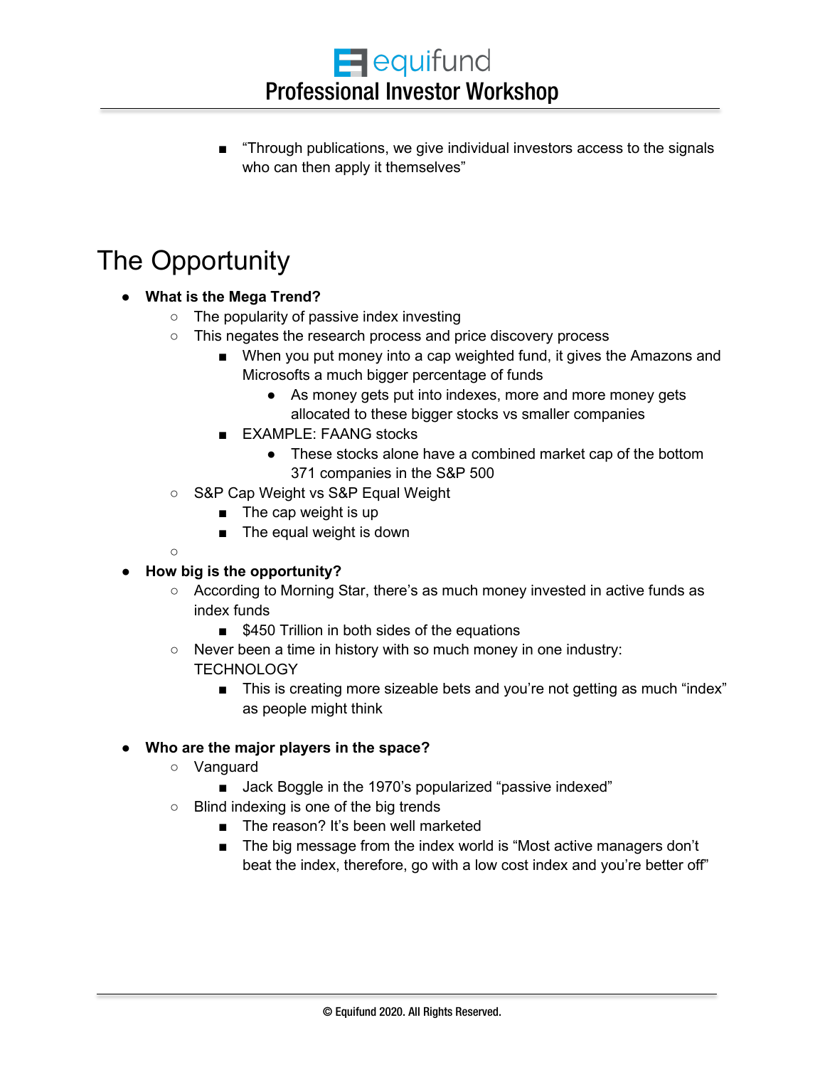- "Through publications, we give individual investors access to the signals who can then apply it themselves"

# The Opportunity

- **What is the Mega Trend?**
  - The popularity of passive index investing
  - This negates the research process and price discovery process
    - When you put money into a cap weighted fund, it gives the Amazons and Microsofts a much bigger percentage of funds
      - As money gets put into indexes, more and more money gets allocated to these bigger stocks vs smaller companies
    - EXAMPLE: FAANG stocks
      - These stocks alone have a combined market cap of the bottom 371 companies in the S&P 500
  - S&P Cap Weight vs S&P Equal Weight
    - The cap weight is up
    - The equal weight is down
  - 
- **How big is the opportunity?**
  - According to Morning Star, there's as much money invested in active funds as index funds
    - $450 Trillion in both sides of the equations
  - Never been a time in history with so much money in one industry: TECHNOLOGY
    - This is creating more sizeable bets and you're not getting as much "index" as people might think

- **Who are the major players in the space?**
  - Vanguard
    - Jack Boggle in the 1970's popularized "passive indexed"
  - Blind indexing is one of the big trends
    - The reason? It's been well marketed
    - The big message from the index world is "Most active managers don't beat the index, therefore, go with a low cost index and you're better off"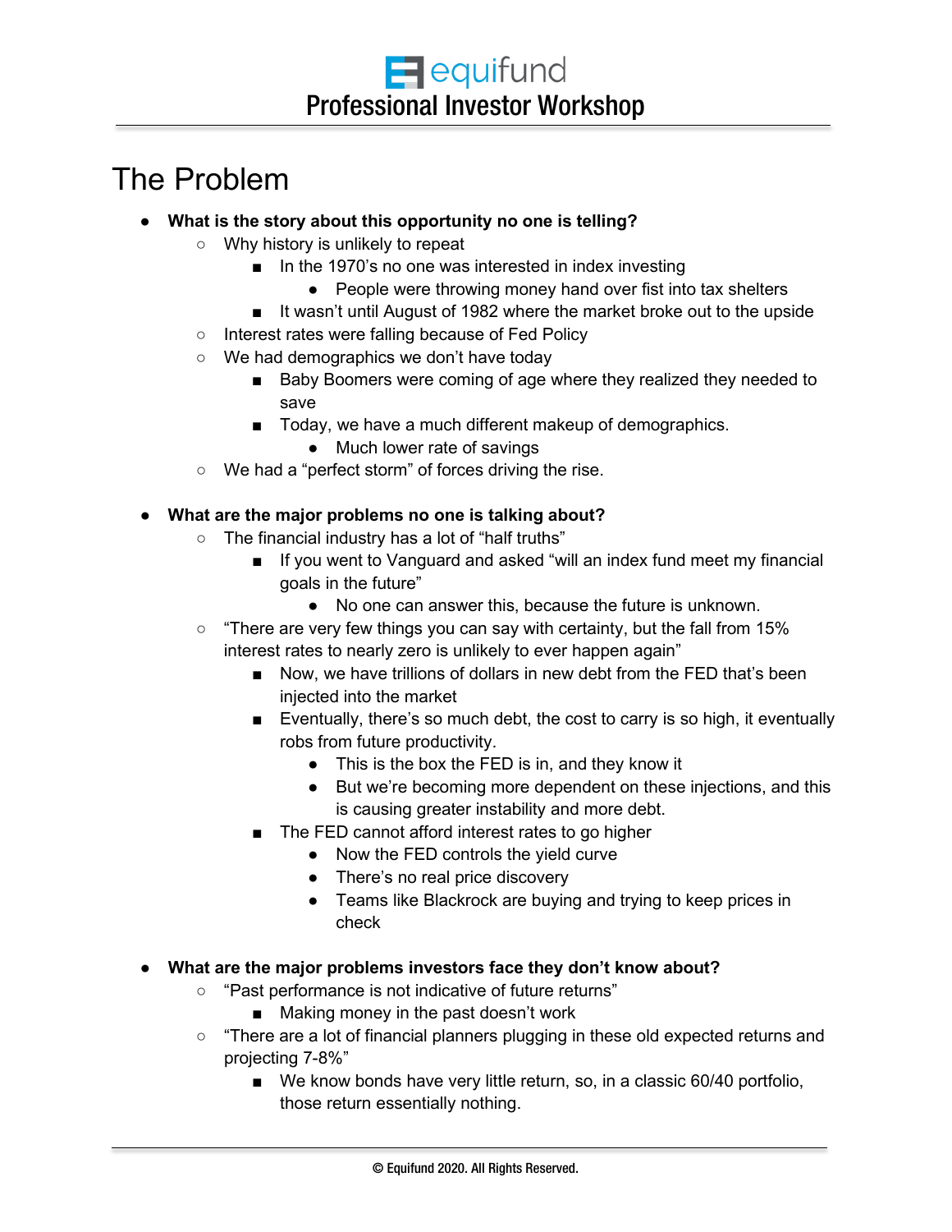# The Problem

- **What is the story about this opportunity no one is telling?**
  - Why history is unlikely to repeat
    - In the 1970's no one was interested in index investing
      - People were throwing money hand over fist into tax shelters
    - It wasn't until August of 1982 where the market broke out to the upside
  - Interest rates were falling because of Fed Policy
  - We had demographics we don't have today
    - Baby Boomers were coming of age where they realized they needed to save
    - Today, we have a much different makeup of demographics.
      - Much lower rate of savings
  - We had a "perfect storm" of forces driving the rise.

- **What are the major problems no one is talking about?**
  - The financial industry has a lot of "half truths"
    - If you went to Vanguard and asked "will an index fund meet my financial goals in the future"
      - No one can answer this, because the future is unknown.
  - "There are very few things you can say with certainty, but the fall from 15% interest rates to nearly zero is unlikely to ever happen again"
    - Now, we have trillions of dollars in new debt from the FED that's been injected into the market
    - Eventually, there's so much debt, the cost to carry is so high, it eventually robs from future productivity.
      - This is the box the FED is in, and they know it
      - But we're becoming more dependent on these injections, and this is causing greater instability and more debt.
    - The FED cannot afford interest rates to go higher
      - Now the FED controls the yield curve
      - There's no real price discovery
      - Teams like Blackrock are buying and trying to keep prices in check

- **What are the major problems investors face they don't know about?**
  - "Past performance is not indicative of future returns"
    - Making money in the past doesn't work
  - "There are a lot of financial planners plugging in these old expected returns and projecting 7-8%"
    - We know bonds have very little return, so, in a classic 60/40 portfolio, those return essentially nothing.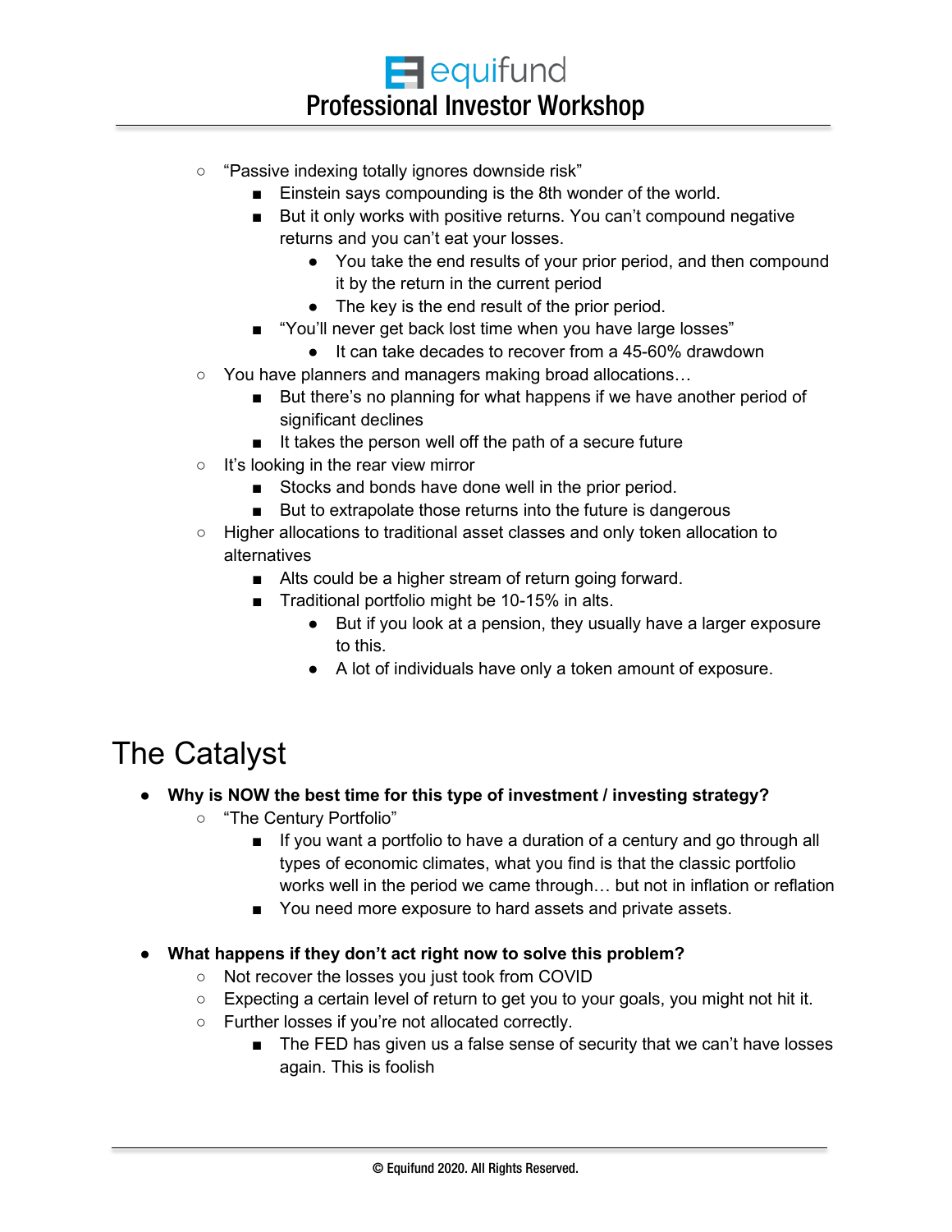- "Passive indexing totally ignores downside risk"
  - Einstein says compounding is the 8th wonder of the world.
  - But it only works with positive returns. You can't compound negative returns and you can't eat your losses.
    - You take the end results of your prior period, and then compound it by the return in the current period
    - The key is the end result of the prior period.
  - "You'll never get back lost time when you have large losses"
    - It can take decades to recover from a 45-60% drawdown
- You have planners and managers making broad allocations…
  - But there's no planning for what happens if we have another period of significant declines
  - It takes the person well off the path of a secure future
- It's looking in the rear view mirror
  - Stocks and bonds have done well in the prior period.
  - But to extrapolate those returns into the future is dangerous
- Higher allocations to traditional asset classes and only token allocation to alternatives
  - Alts could be a higher stream of return going forward.
  - Traditional portfolio might be 10-15% in alts.
    - But if you look at a pension, they usually have a larger exposure to this.
    - A lot of individuals have only a token amount of exposure.

# The Catalyst

- **Why is NOW the best time for this type of investment / investing strategy?**
  - "The Century Portfolio"
    - If you want a portfolio to have a duration of a century and go through all types of economic climates, what you find is that the classic portfolio works well in the period we came through… but not in inflation or reflation
    - You need more exposure to hard assets and private assets.

- **What happens if they don't act right now to solve this problem?**
  - Not recover the losses you just took from COVID
  - Expecting a certain level of return to get you to your goals, you might not hit it.
  - Further losses if you're not allocated correctly.
    - The FED has given us a false sense of security that we can't have losses again. This is foolish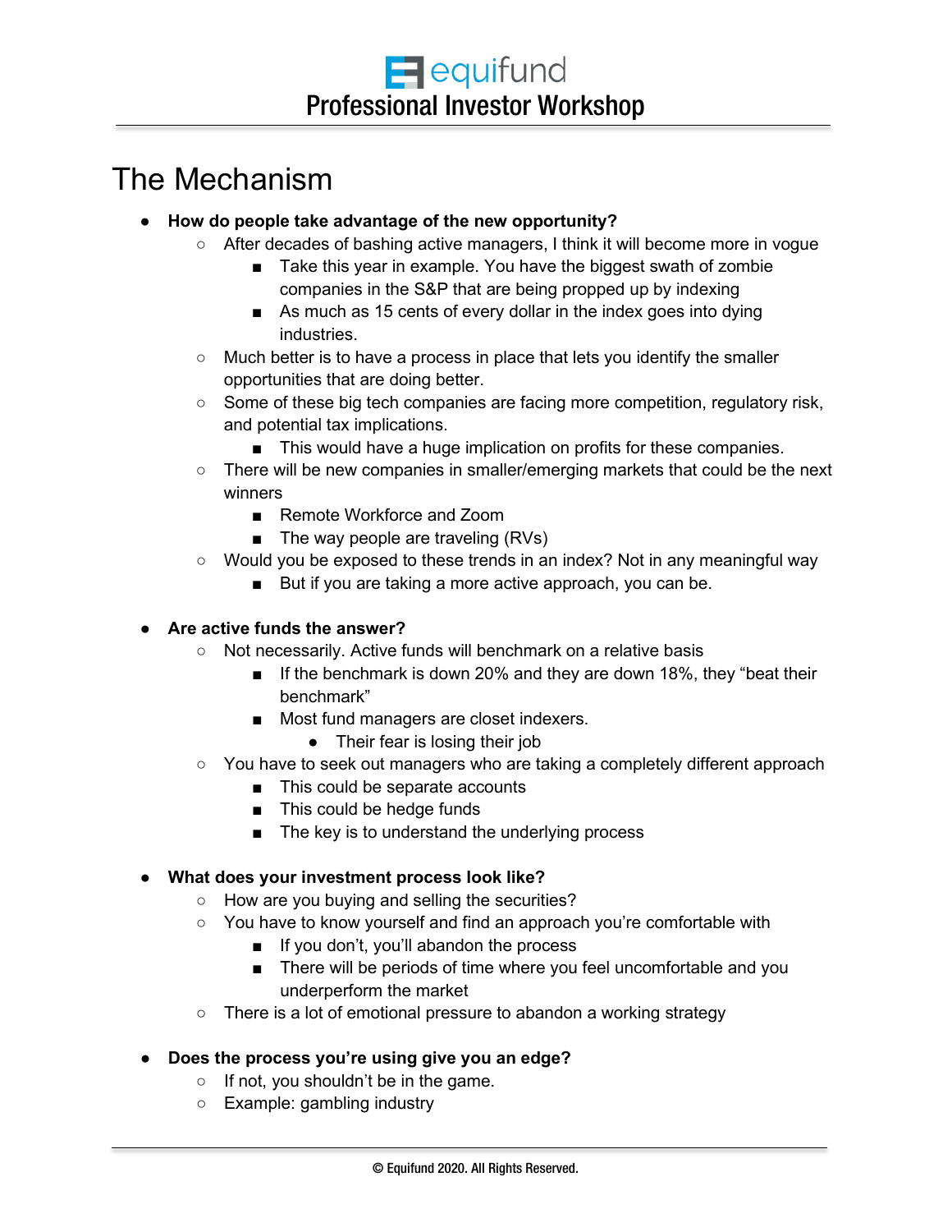# The Mechanism

- **How do people take advantage of the new opportunity?**
  - After decades of bashing active managers, I think it will become more in vogue
    - Take this year in example. You have the biggest swath of zombie companies in the S&P that are being propped up by indexing
    - As much as 15 cents of every dollar in the index goes into dying industries.
  - Much better is to have a process in place that lets you identify the smaller opportunities that are doing better.
  - Some of these big tech companies are facing more competition, regulatory risk, and potential tax implications.
    - This would have a huge implication on profits for these companies.
  - There will be new companies in smaller/emerging markets that could be the next winners
    - Remote Workforce and Zoom
    - The way people are traveling (RVs)
  - Would you be exposed to these trends in an index? Not in any meaningful way
    - But if you are taking a more active approach, you can be.

- **Are active funds the answer?**
  - Not necessarily. Active funds will benchmark on a relative basis
    - If the benchmark is down 20% and they are down 18%, they "beat their benchmark"
    - Most fund managers are closet indexers.
      - Their fear is losing their job
  - You have to seek out managers who are taking a completely different approach
    - This could be separate accounts
    - This could be hedge funds
    - The key is to understand the underlying process

- **What does your investment process look like?**
  - How are you buying and selling the securities?
  - You have to know yourself and find an approach you're comfortable with
    - If you don't, you'll abandon the process
    - There will be periods of time where you feel uncomfortable and you underperform the market
  - There is a lot of emotional pressure to abandon a working strategy

- **Does the process you're using give you an edge?**
  - If not, you shouldn't be in the game.
  - Example: gambling industry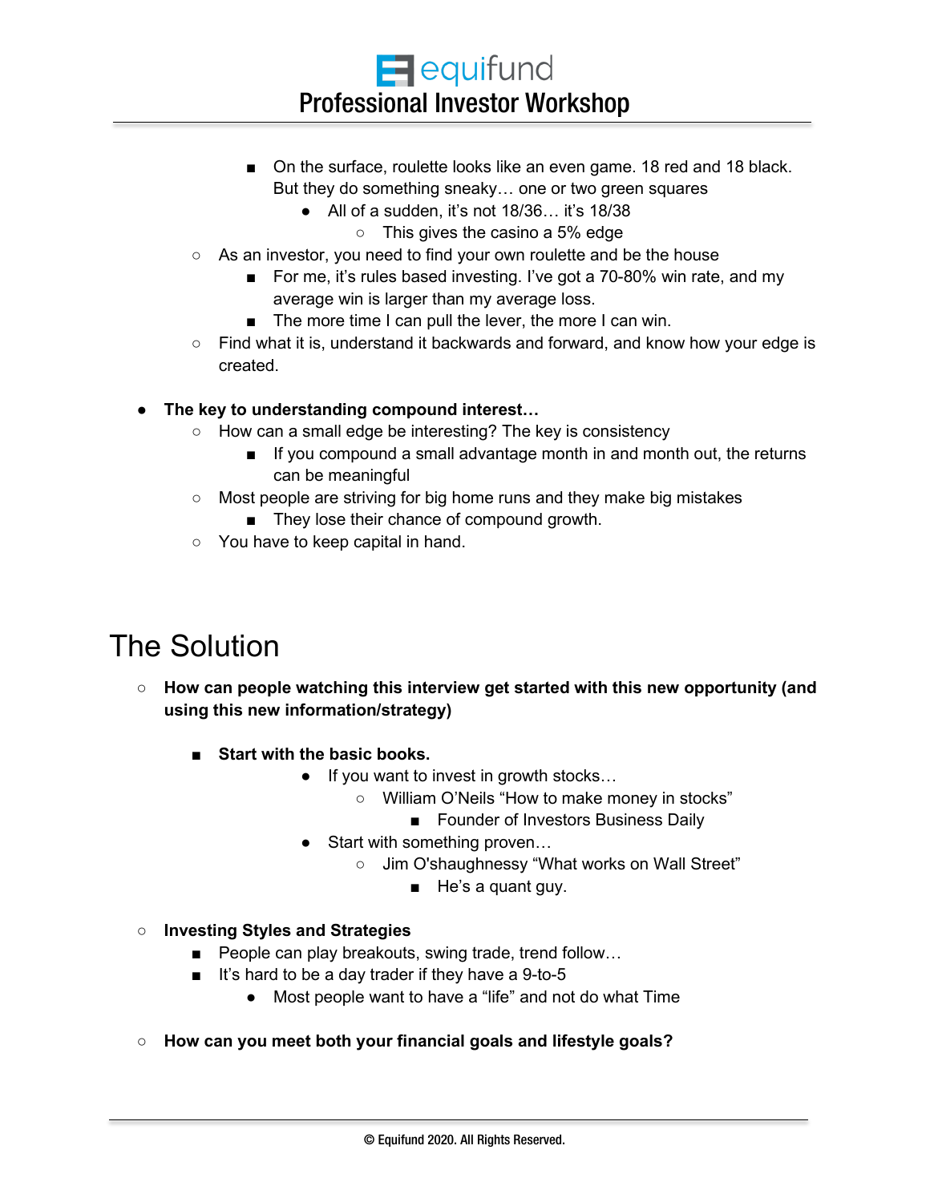- On the surface, roulette looks like an even game. 18 red and 18 black. But they do something sneaky… one or two green squares
  - All of a sudden, it's not 18/36… it's 18/38
    - This gives the casino a 5% edge
- As an investor, you need to find your own roulette and be the house
  - For me, it's rules based investing. I've got a 70-80% win rate, and my average win is larger than my average loss.
  - The more time I can pull the lever, the more I can win.
- Find what it is, understand it backwards and forward, and know how your edge is created.

- **The key to understanding compound interest…**
  - How can a small edge be interesting? The key is consistency
    - If you compound a small advantage month in and month out, the returns can be meaningful
  - Most people are striving for big home runs and they make big mistakes
    - They lose their chance of compound growth.
  - You have to keep capital in hand.

# The Solution

- **How can people watching this interview get started with this new opportunity (and using this new information/strategy)**
  - **Start with the basic books.**
    - If you want to invest in growth stocks…
      - William O'Neils "How to make money in stocks"
        - Founder of Investors Business Daily
    - Start with something proven…
      - Jim O'shaughnessy "What works on Wall Street"
        - He's a quant guy.

- **Investing Styles and Strategies**
  - People can play breakouts, swing trade, trend follow…
  - It's hard to be a day trader if they have a 9-to-5
    - Most people want to have a "life" and not do what Time

- **How can you meet both your financial goals and lifestyle goals?**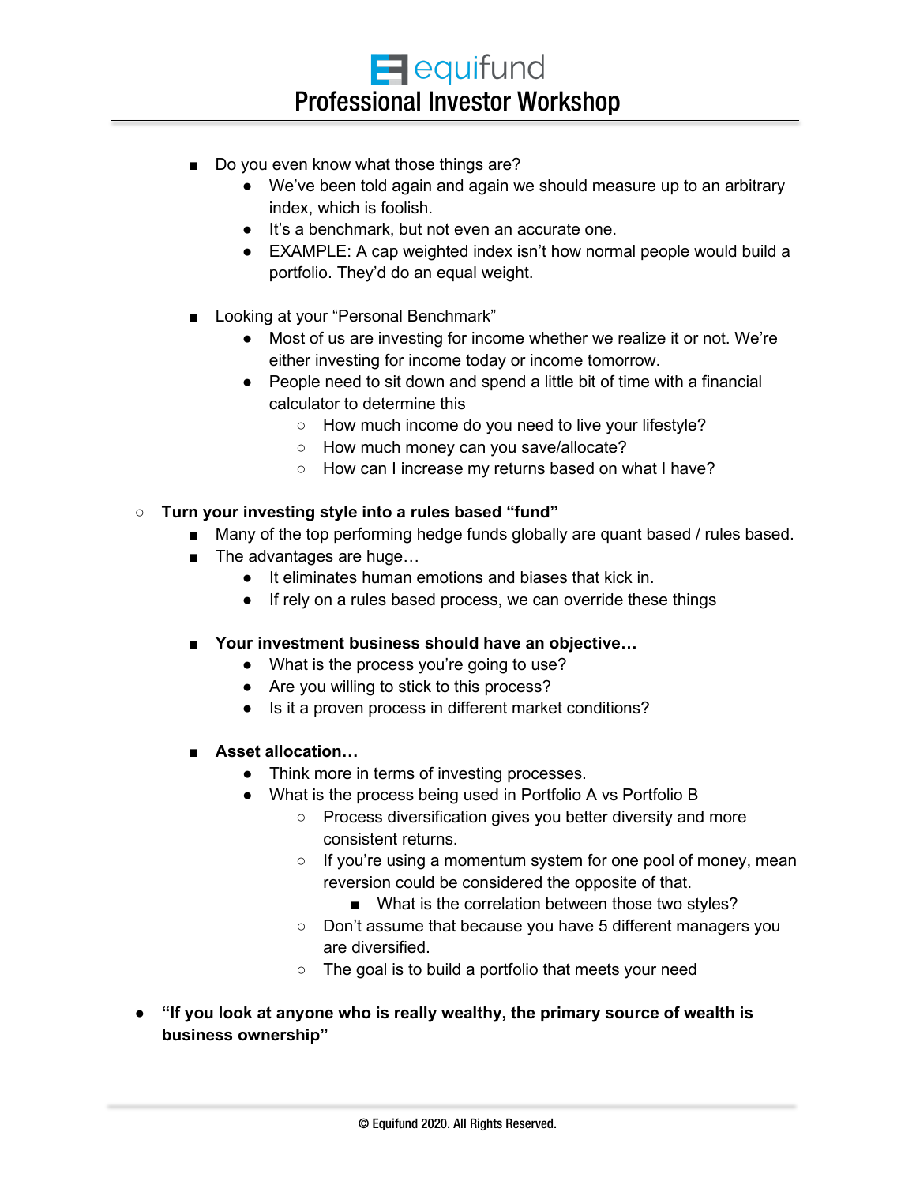- Do you even know what those things are?
  - We've been told again and again we should measure up to an arbitrary index, which is foolish.
  - It's a benchmark, but not even an accurate one.
  - EXAMPLE: A cap weighted index isn't how normal people would build a portfolio. They'd do an equal weight.

- Looking at your "Personal Benchmark"
  - Most of us are investing for income whether we realize it or not. We're either investing for income today or income tomorrow.
  - People need to sit down and spend a little bit of time with a financial calculator to determine this
    - How much income do you need to live your lifestyle?
    - How much money can you save/allocate?
    - How can I increase my returns based on what I have?

- **Turn your investing style into a rules based "fund"**
  - Many of the top performing hedge funds globally are quant based / rules based.
  - The advantages are huge…
    - It eliminates human emotions and biases that kick in.
    - If rely on a rules based process, we can override these things

  - **Your investment business should have an objective…**
    - What is the process you're going to use?
    - Are you willing to stick to this process?
    - Is it a proven process in different market conditions?

  - **Asset allocation…**
    - Think more in terms of investing processes.
    - What is the process being used in Portfolio A vs Portfolio B
      - Process diversification gives you better diversity and more consistent returns.
      - If you're using a momentum system for one pool of money, mean reversion could be considered the opposite of that.
        - What is the correlation between those two styles?
      - Don't assume that because you have 5 different managers you are diversified.
      - The goal is to build a portfolio that meets your need

- **"If you look at anyone who is really wealthy, the primary source of wealth is business ownership"**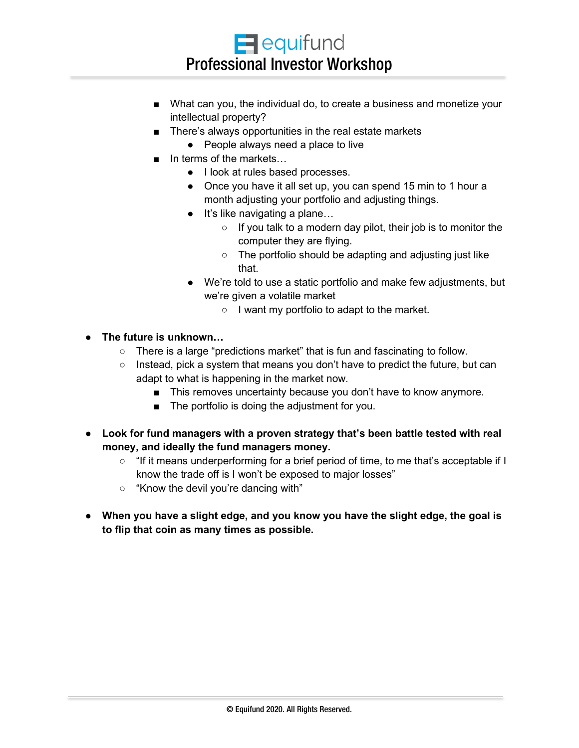- What can you, the individual do, to create a business and monetize your intellectual property?
            - There's always opportunities in the real estate markets
                - People always need a place to live
            - In terms of the markets…
                - I look at rules based processes.
                - Once you have it all set up, you can spend 15 min to 1 hour a month adjusting your portfolio and adjusting things.
                - It's like navigating a plane…
                    - If you talk to a modern day pilot, their job is to monitor the computer they are flying.
                    - The portfolio should be adapting and adjusting just like that.
                - We're told to use a static portfolio and make few adjustments, but we're given a volatile market
                    - I want my portfolio to adapt to the market.

- **The future is unknown…**
    - There is a large "predictions market" that is fun and fascinating to follow.
    - Instead, pick a system that means you don't have to predict the future, but can adapt to what is happening in the market now.
        - This removes uncertainty because you don't have to know anymore.
        - The portfolio is doing the adjustment for you.

- **Look for fund managers with a proven strategy that's been battle tested with real money, and ideally the fund managers money.**
    - "If it means underperforming for a brief period of time, to me that's acceptable if I know the trade off is I won't be exposed to major losses"
    - "Know the devil you're dancing with"

- **When you have a slight edge, and you know you have the slight edge, the goal is to flip that coin as many times as possible.**